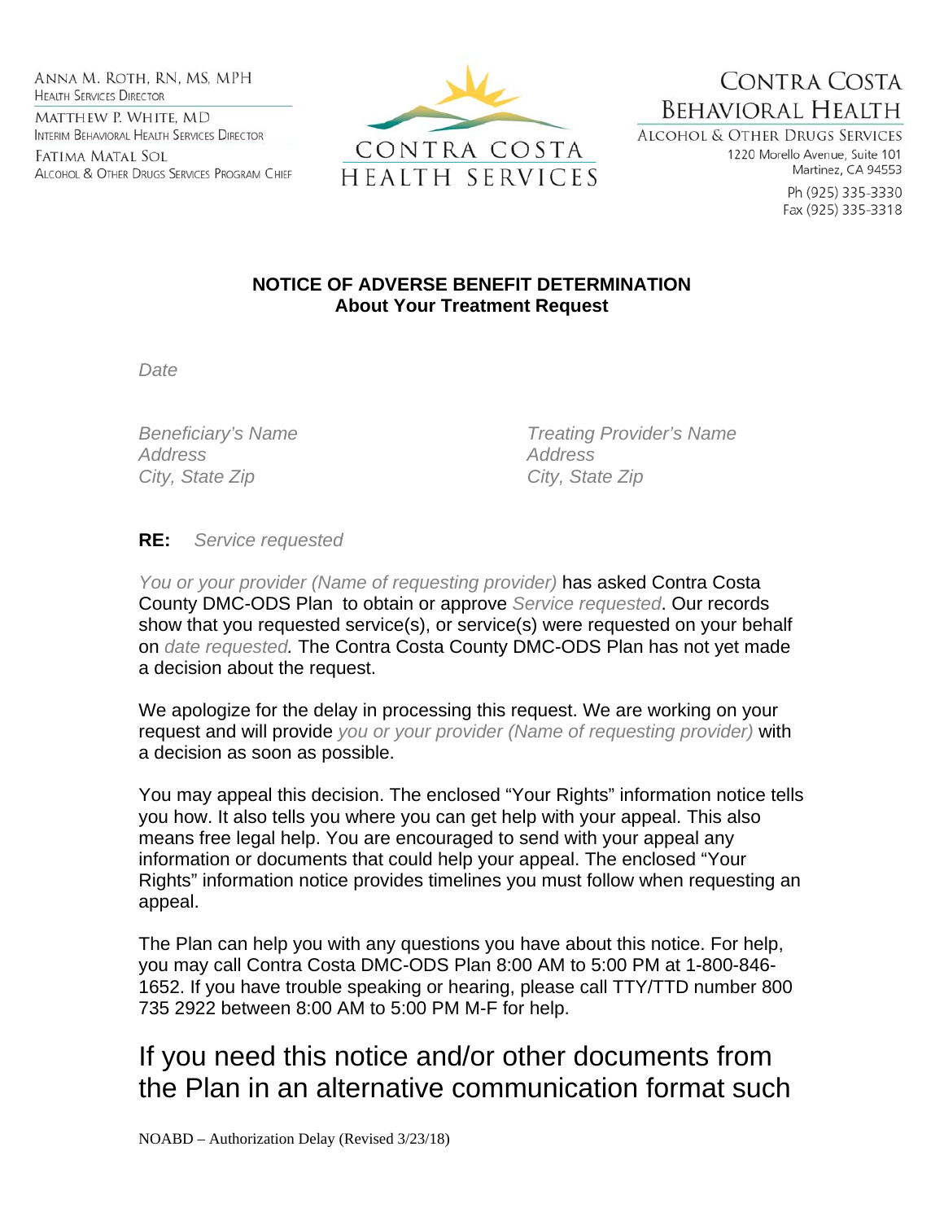ANNA M. ROTH, RN, MS, MPH
HEALTH SERVICES DIRECTOR

MATTHEW P. WHITE, MD
INTERIM BEHAVIORAL HEALTH SERVICES DIRECTOR

FATIMA MATAL SOL
ALCOHOL & OTHER DRUGS SERVICES PROGRAM CHIEF

CONTRA COSTA
HEALTH SERVICES

CONTRA COSTA
BEHAVIORAL HEALTH
ALCOHOL & OTHER DRUGS SERVICES
1220 Morello Avenue, Suite 101
Martinez, CA 94553
Ph (925) 335-3330
Fax (925) 335-3318

**NOTICE OF ADVERSE BENEFIT DETERMINATION**
**About Your Treatment Request**

*Date*

*Beneficiary's Name*
*Address*
*City, State Zip*

*Treating Provider's Name*
*Address*
*City, State Zip*

**RE:** *Service requested*

*You or your provider (Name of requesting provider)* has asked Contra Costa County DMC-ODS Plan to obtain or approve *Service requested*. Our records show that you requested service(s), or service(s) were requested on your behalf on *date requested.* The Contra Costa County DMC-ODS Plan has not yet made a decision about the request.

We apologize for the delay in processing this request. We are working on your request and will provide *you or your provider (Name of requesting provider)* with a decision as soon as possible.

You may appeal this decision. The enclosed "Your Rights" information notice tells you how. It also tells you where you can get help with your appeal. This also means free legal help. You are encouraged to send with your appeal any information or documents that could help your appeal. The enclosed "Your Rights" information notice provides timelines you must follow when requesting an appeal.

The Plan can help you with any questions you have about this notice. For help, you may call Contra Costa DMC-ODS Plan 8:00 AM to 5:00 PM at 1-800-846-1652. If you have trouble speaking or hearing, please call TTY/TTD number 800 735 2922 between 8:00 AM to 5:00 PM M-F for help.

If you need this notice and/or other documents from the Plan in an alternative communication format such

NOABD – Authorization Delay (Revised 3/23/18)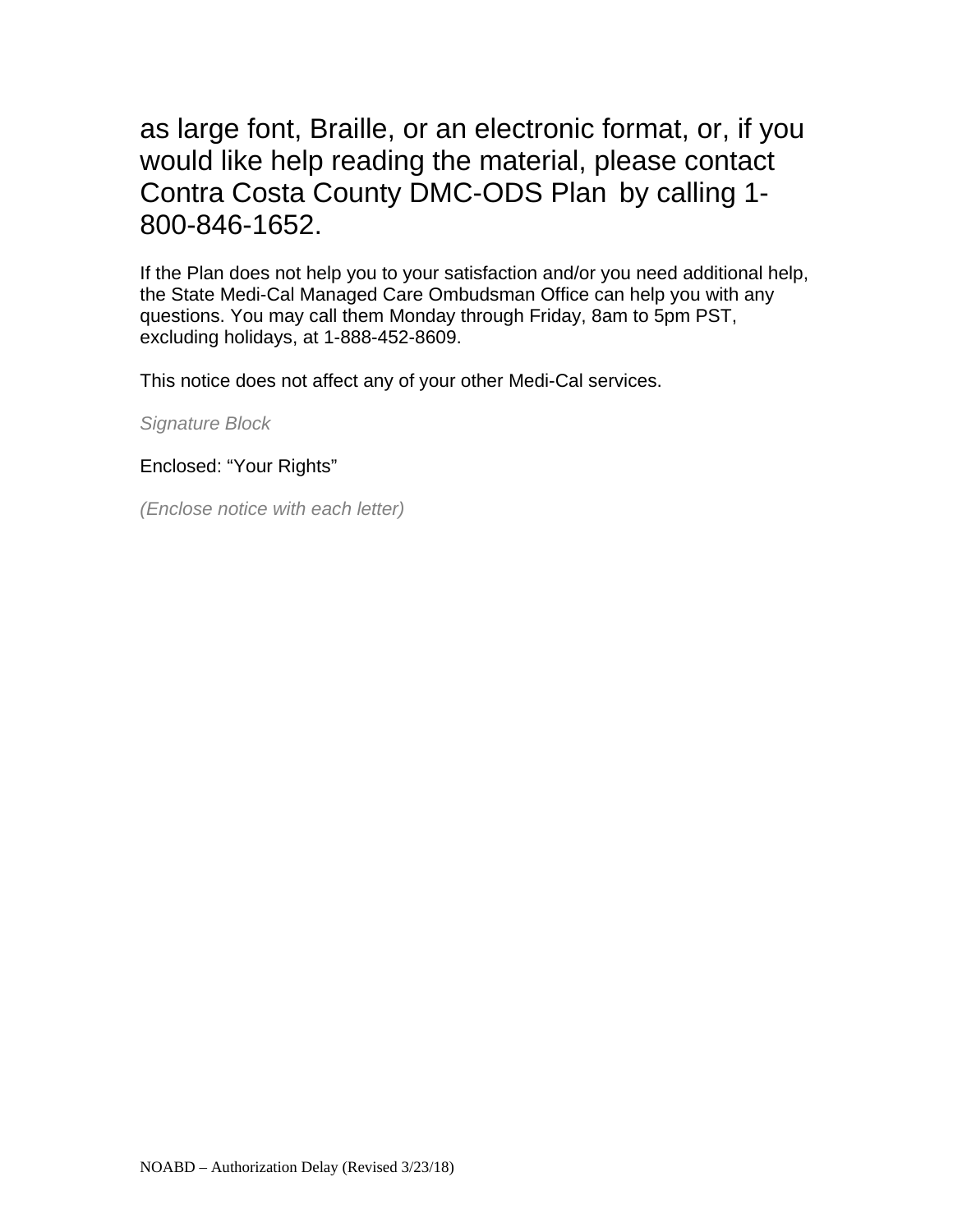as large font, Braille, or an electronic format, or, if you would like help reading the material, please contact Contra Costa County DMC-ODS Plan by calling 1-800-846-1652.

If the Plan does not help you to your satisfaction and/or you need additional help, the State Medi-Cal Managed Care Ombudsman Office can help you with any questions. You may call them Monday through Friday, 8am to 5pm PST, excluding holidays, at 1-888-452-8609.

This notice does not affect any of your other Medi-Cal services.

*Signature Block*

Enclosed: “Your Rights”

*(Enclose notice with each letter)*